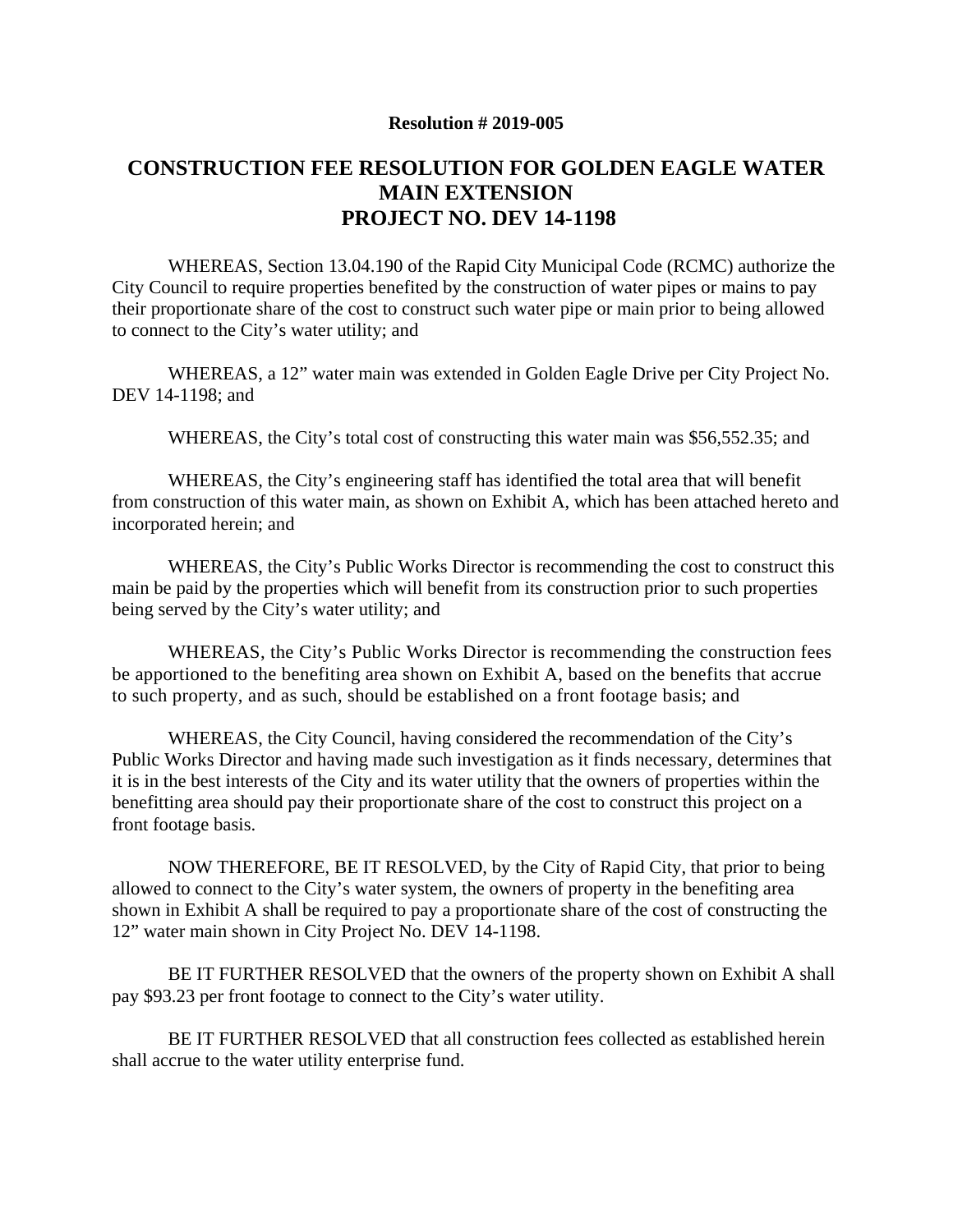**Resolution # 2019-005**

# CONSTRUCTION FEE RESOLUTION FOR GOLDEN EAGLE WATER MAIN EXTENSION PROJECT NO. DEV 14-1198

WHEREAS, Section 13.04.190 of the Rapid City Municipal Code (RCMC) authorize the City Council to require properties benefited by the construction of water pipes or mains to pay their proportionate share of the cost to construct such water pipe or main prior to being allowed to connect to the City's water utility; and

WHEREAS, a 12" water main was extended in Golden Eagle Drive per City Project No. DEV 14-1198; and

WHEREAS, the City's total cost of constructing this water main was $56,552.35; and

WHEREAS, the City's engineering staff has identified the total area that will benefit from construction of this water main, as shown on Exhibit A, which has been attached hereto and incorporated herein; and

WHEREAS, the City's Public Works Director is recommending the cost to construct this main be paid by the properties which will benefit from its construction prior to such properties being served by the City's water utility; and

WHEREAS, the City's Public Works Director is recommending the construction fees be apportioned to the benefiting area shown on Exhibit A, based on the benefits that accrue to such property, and as such, should be established on a front footage basis; and

WHEREAS, the City Council, having considered the recommendation of the City's Public Works Director and having made such investigation as it finds necessary, determines that it is in the best interests of the City and its water utility that the owners of properties within the benefitting area should pay their proportionate share of the cost to construct this project on a front footage basis.

NOW THEREFORE, BE IT RESOLVED, by the City of Rapid City, that prior to being allowed to connect to the City's water system, the owners of property in the benefiting area shown in Exhibit A shall be required to pay a proportionate share of the cost of constructing the 12" water main shown in City Project No. DEV 14-1198.

BE IT FURTHER RESOLVED that the owners of the property shown on Exhibit A shall pay $93.23 per front footage to connect to the City's water utility.

BE IT FURTHER RESOLVED that all construction fees collected as established herein shall accrue to the water utility enterprise fund.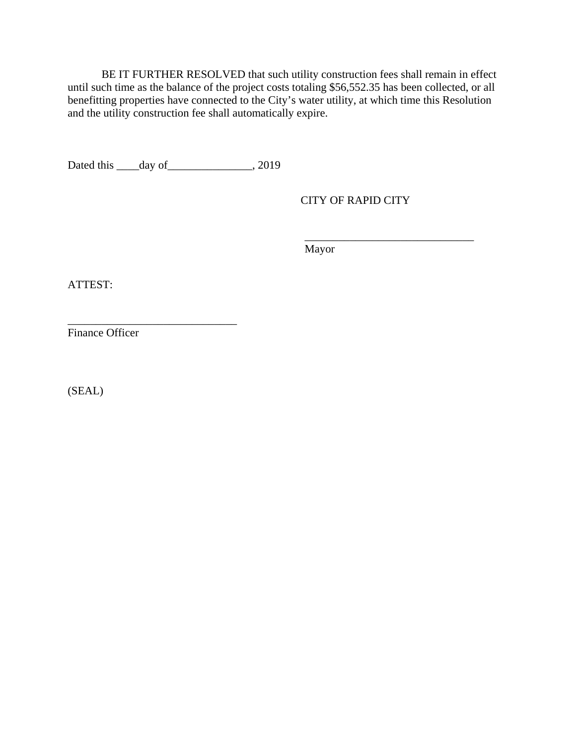BE IT FURTHER RESOLVED that such utility construction fees shall remain in effect until such time as the balance of the project costs totaling $56,552.35 has been collected, or all benefitting properties have connected to the City's water utility, at which time this Resolution and the utility construction fee shall automatically expire.

Dated this ____day of_______________, 2019

CITY OF RAPID CITY

_______________________________
Mayor

ATTEST:

______________________________
Finance Officer

(SEAL)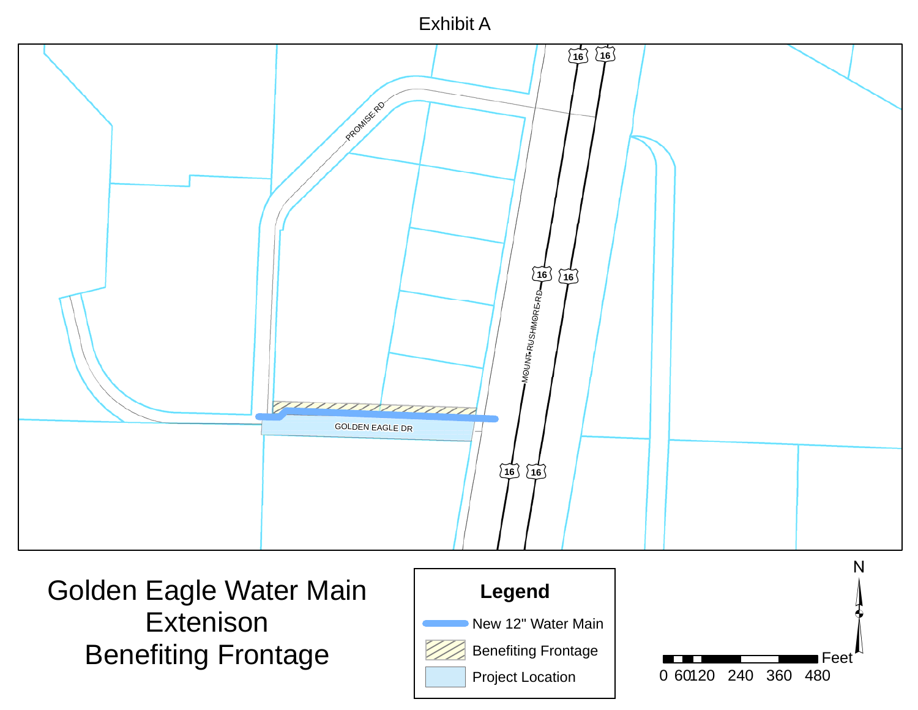Exhibit A

PROMISE RD

MOUNT RUSHMORE RD

16 16

16 16

16 16

GOLDEN EAGLE DR

# Golden Eagle Water Main Extenison Benefiting Frontage

**Legend**

New 12" Water Main

Benefiting Frontage

Project Location

N

0 60 120 240 360 480 Feet